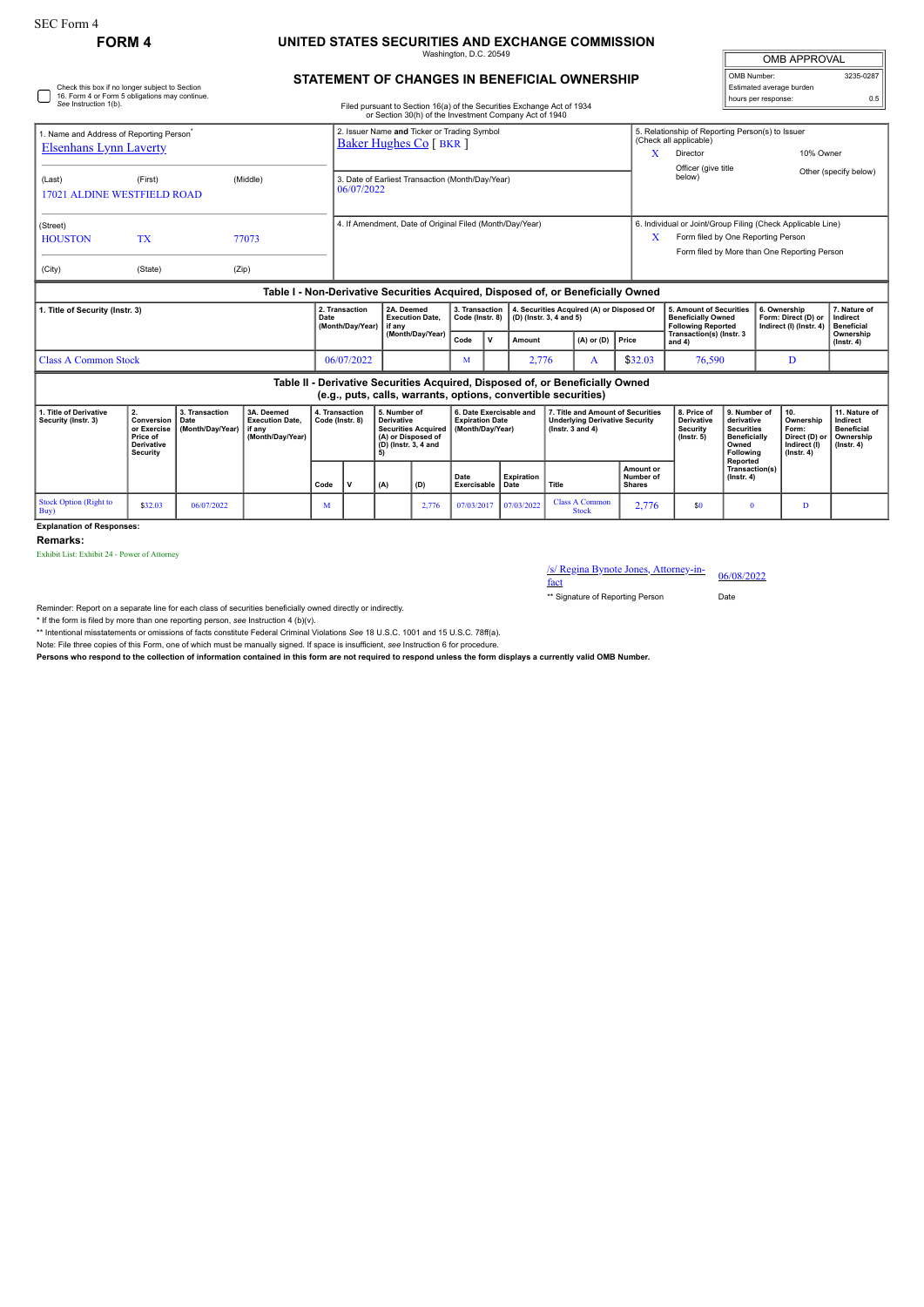SEC Form 4

**FORM 4**

# UNITED STATES SECURITIES AND EXCHANGE COMMISSION

Washington, D.C. 20549

## STATEMENT OF CHANGES IN BENEFICIAL OWNERSHIP

| OMB APPROVAL | |
|---|---|
| OMB Number: | 3235-0287 |
| Estimated average burden | |
| hours per response: | 0.5 |

☐ Check this box if no longer subject to Section 16. Form 4 or Form 5 obligations may continue. *See* Instruction 1(b).

Filed pursuant to Section 16(a) of the Securities Exchange Act of 1934 or Section 30(h) of the Investment Company Act of 1940

1. Name and Address of Reporting Person*
Elsenhans Lynn Laverty

(Last) (First) (Middle)
17021 ALDINE WESTFIELD ROAD

(Street)
HOUSTON TX 77073

(City) (State) (Zip)

2. Issuer Name **and** Ticker or Trading Symbol
Baker Hughes Co [ BKR ]

3. Date of Earliest Transaction (Month/Day/Year)
06/07/2022

4. If Amendment, Date of Original Filed (Month/Day/Year)

5. Relationship of Reporting Person(s) to Issuer (Check all applicable)
X Director
10% Owner
Officer (give title below)
Other (specify below)

6. Individual or Joint/Group Filing (Check Applicable Line)
X Form filed by One Reporting Person
Form filed by More than One Reporting Person

### Table I - Non-Derivative Securities Acquired, Disposed of, or Beneficially Owned

| 1. Title of Security (Instr. 3) | 2. Transaction Date (Month/Day/Year) | 2A. Deemed Execution Date, if any (Month/Day/Year) | 3. Transaction Code (Instr. 8) | | 4. Securities Acquired (A) or Disposed Of (D) (Instr. 3, 4 and 5) | | | 5. Amount of Securities Beneficially Owned Following Reported Transaction(s) (Instr. 3 and 4) | 6. Ownership Form: Direct (D) or Indirect (I) (Instr. 4) | 7. Nature of Indirect Beneficial Ownership (Instr. 4) |
|---|---|---|---|---|---|---|---|---|---|---|
| | | | Code | V | Amount | (A) or (D) | Price | | | |
| Class A Common Stock | 06/07/2022 | | M | | 2,776 | A | $32.03 | 76,590 | D | |

### Table II - Derivative Securities Acquired, Disposed of, or Beneficially Owned (e.g., puts, calls, warrants, options, convertible securities)

| 1. Title of Derivative Security (Instr. 3) | 2. Conversion or Exercise Price of Derivative Security | 3. Transaction Date (Month/Day/Year) | 3A. Deemed Execution Date, if any (Month/Day/Year) | 4. Transaction Code (Instr. 8) | | 5. Number of Derivative Securities Acquired (A) or Disposed of (D) (Instr. 3, 4 and 5) | | 6. Date Exercisable and Expiration Date (Month/Day/Year) | | 7. Title and Amount of Securities Underlying Derivative Security (Instr. 3 and 4) | | 8. Price of Derivative Security (Instr. 5) | 9. Number of derivative Securities Beneficially Owned Following Reported Transaction(s) (Instr. 4) | 10. Ownership Form: Direct (D) or Indirect (I) (Instr. 4) | 11. Nature of Indirect Beneficial Ownership (Instr. 4) |
|---|---|---|---|---|---|---|---|---|---|---|---|---|---|---|---|
| | | | | Code | V | (A) | (D) | Date Exercisable | Expiration Date | Title | Amount or Number of Shares | | | | |
| Stock Option (Right to Buy) | $32.03 | 06/07/2022 | | M | | | 2,776 | 07/03/2017 | 07/03/2022 | Class A Common Stock | 2,776 | $0 | 0 | D | |

**Explanation of Responses:**

**Remarks:**

Exhibit List: Exhibit 24 - Power of Attorney

/s/ Regina Bynote Jones, Attorney-in-fact — 06/08/2022

** Signature of Reporting Person — Date

Reminder: Report on a separate line for each class of securities beneficially owned directly or indirectly.

\* If the form is filed by more than one reporting person, *see* Instruction 4 (b)(v).

** Intentional misstatements or omissions of facts constitute Federal Criminal Violations *See* 18 U.S.C. 1001 and 15 U.S.C. 78ff(a).

Note: File three copies of this Form, one of which must be manually signed. If space is insufficient, *see* Instruction 6 for procedure.

**Persons who respond to the collection of information contained in this form are not required to respond unless the form displays a currently valid OMB Number.**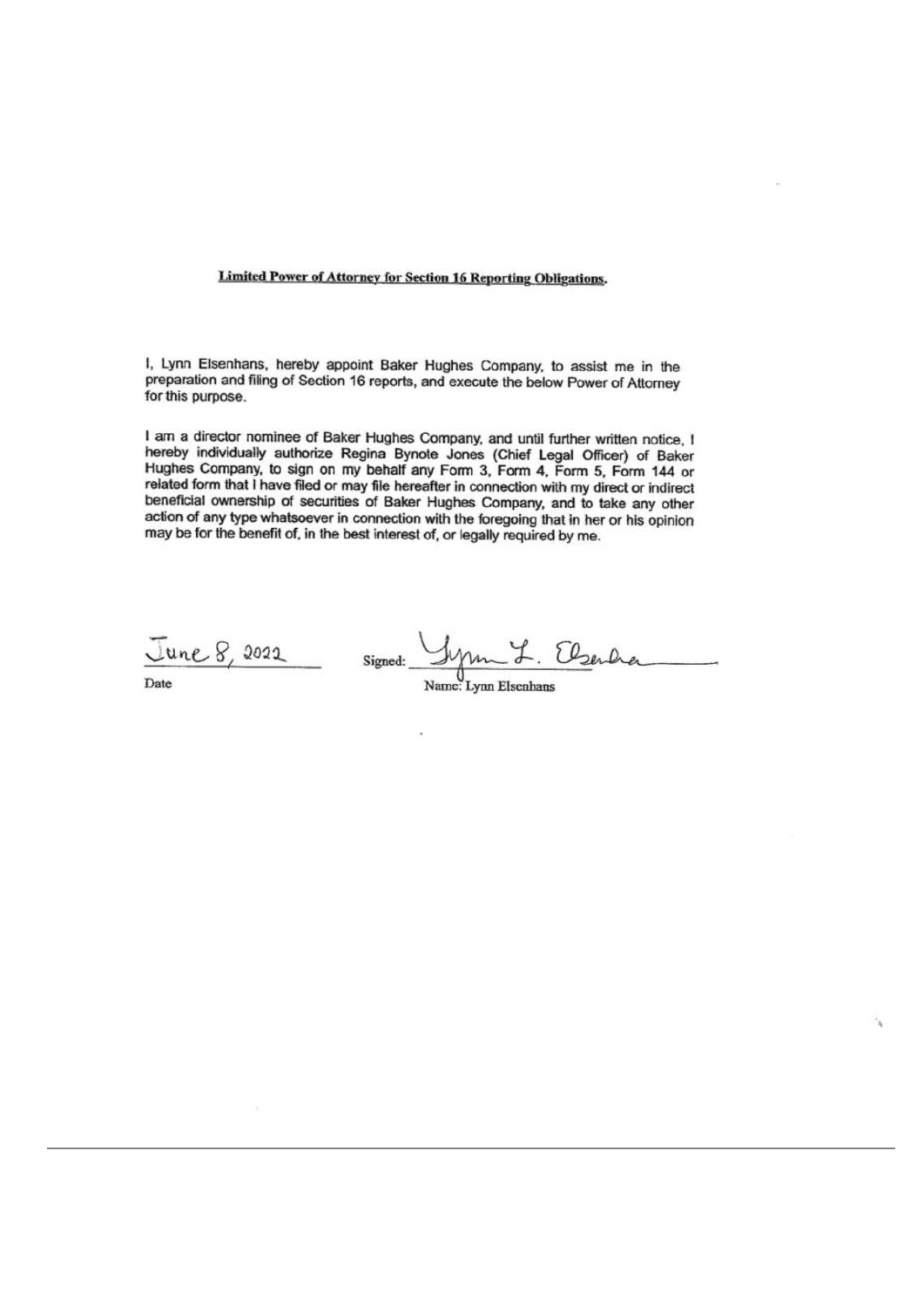**Limited Power of Attorney for Section 16 Reporting Obligations.**

I, Lynn Elsenhans, hereby appoint Baker Hughes Company, to assist me in the preparation and filing of Section 16 reports, and execute the below Power of Attorney for this purpose.

I am a director nominee of Baker Hughes Company, and until further written notice, I hereby individually authorize Regina Bynote Jones (Chief Legal Officer) of Baker Hughes Company, to sign on my behalf any Form 3, Form 4, Form 5, Form 144 or related form that I have filed or may file hereafter in connection with my direct or indirect beneficial ownership of securities of Baker Hughes Company, and to take any other action of any type whatsoever in connection with the foregoing that in her or his opinion may be for the benefit of, in the best interest of, or legally required by me.

June 8, 2022
Date

Signed: Lynn L. Elsenhans
Name: Lynn Elsenhans